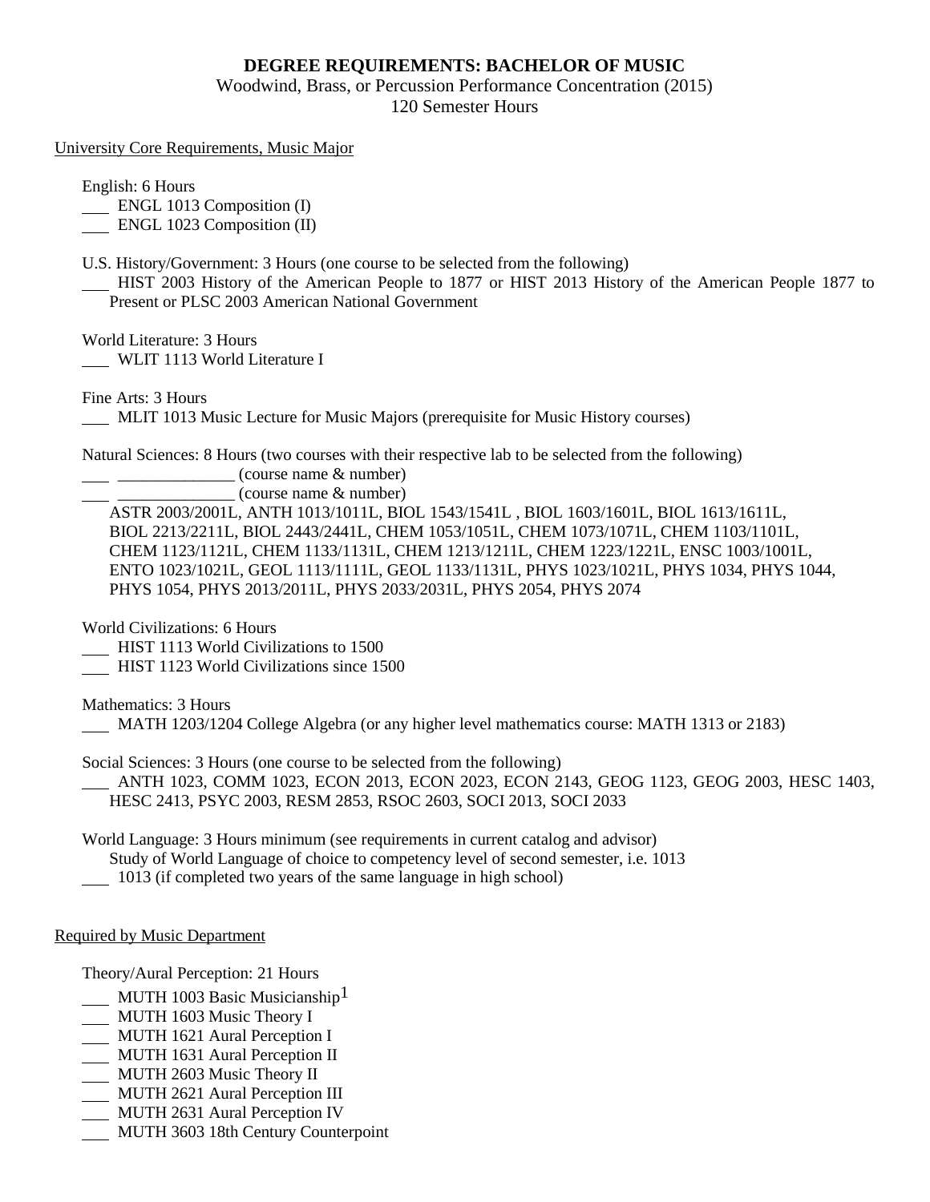**DEGREE REQUIREMENTS: BACHELOR OF MUSIC**

Woodwind, Brass, or Percussion Performance Concentration (2015)

120 Semester Hours

University Core Requirements, Music Major

English: 6 Hours

___ ENGL 1013 Composition (I)

___ ENGL 1023 Composition (II)

U.S. History/Government: 3 Hours (one course to be selected from the following)

___ HIST 2003 History of the American People to 1877 or HIST 2013 History of the American People 1877 to Present or PLSC 2003 American National Government

World Literature: 3 Hours

___ WLIT 1113 World Literature I

Fine Arts: 3 Hours

___ MLIT 1013 Music Lecture for Music Majors (prerequisite for Music History courses)

Natural Sciences: 8 Hours (two courses with their respective lab to be selected from the following)

___ ______________ (course name & number)

___ ______________ (course name & number)

ASTR 2003/2001L, ANTH 1013/1011L, BIOL 1543/1541L , BIOL 1603/1601L, BIOL 1613/1611L, BIOL 2213/2211L, BIOL 2443/2441L, CHEM 1053/1051L, CHEM 1073/1071L, CHEM 1103/1101L, CHEM 1123/1121L, CHEM 1133/1131L, CHEM 1213/1211L, CHEM 1223/1221L, ENSC 1003/1001L, ENTO 1023/1021L, GEOL 1113/1111L, GEOL 1133/1131L, PHYS 1023/1021L, PHYS 1034, PHYS 1044, PHYS 1054, PHYS 2013/2011L, PHYS 2033/2031L, PHYS 2054, PHYS 2074

World Civilizations: 6 Hours

___ HIST 1113 World Civilizations to 1500

___ HIST 1123 World Civilizations since 1500

Mathematics: 3 Hours

___ MATH 1203/1204 College Algebra (or any higher level mathematics course: MATH 1313 or 2183)

Social Sciences: 3 Hours (one course to be selected from the following)

___ ANTH 1023, COMM 1023, ECON 2013, ECON 2023, ECON 2143, GEOG 1123, GEOG 2003, HESC 1403, HESC 2413, PSYC 2003, RESM 2853, RSOC 2603, SOCI 2013, SOCI 2033

World Language: 3 Hours minimum (see requirements in current catalog and advisor)

Study of World Language of choice to competency level of second semester, i.e. 1013

___ 1013 (if completed two years of the same language in high school)

Required by Music Department

Theory/Aural Perception: 21 Hours

___ MUTH 1003 Basic Musicianship[1]

___ MUTH 1603 Music Theory I

___ MUTH 1621 Aural Perception I

___ MUTH 1631 Aural Perception II

___ MUTH 2603 Music Theory II

___ MUTH 2621 Aural Perception III

___ MUTH 2631 Aural Perception IV

___ MUTH 3603 18th Century Counterpoint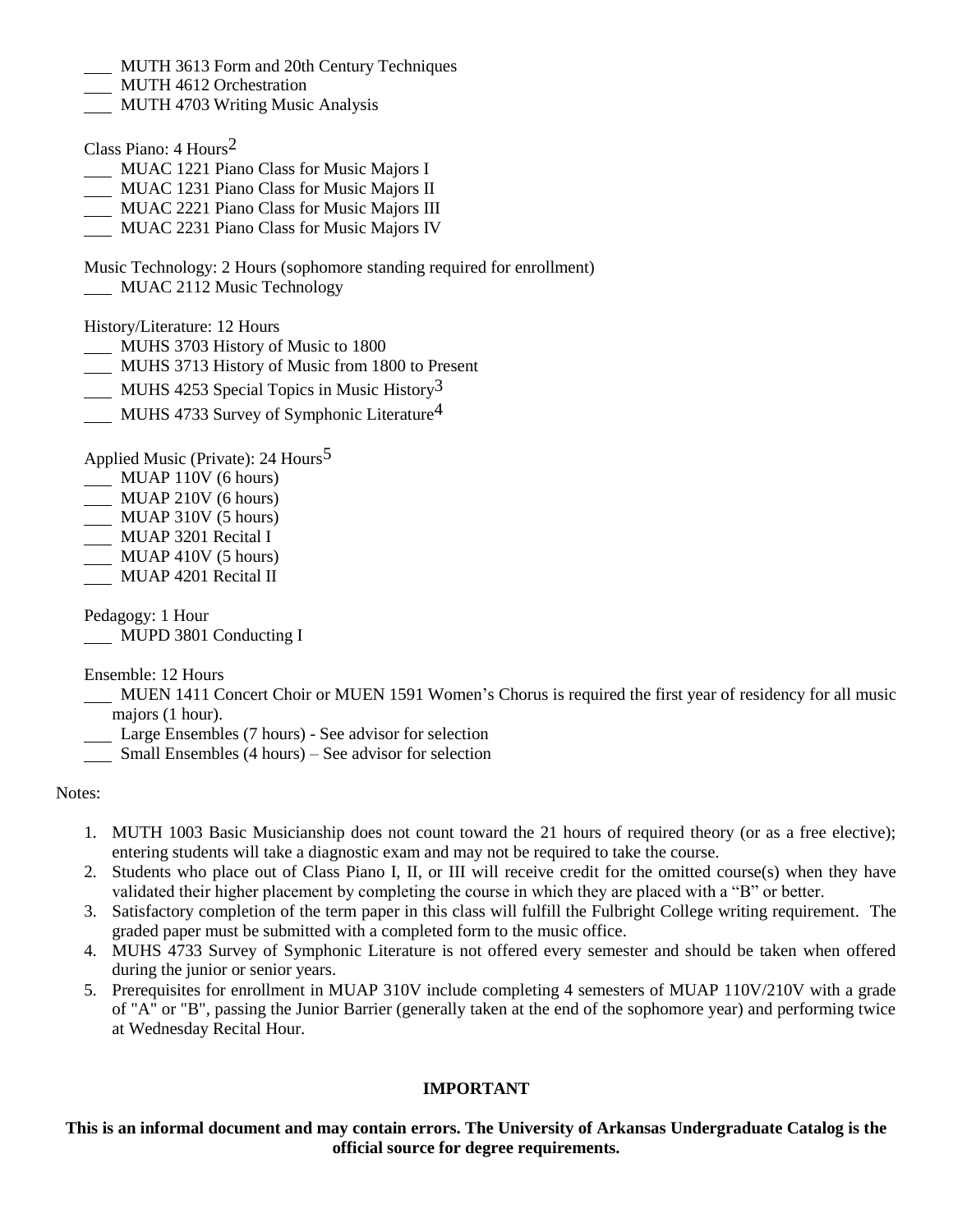___ MUTH 3613 Form and 20th Century Techniques
___ MUTH 4612 Orchestration
___ MUTH 4703 Writing Music Analysis

Class Piano: 4 Hours[2]
___ MUAC 1221 Piano Class for Music Majors I
___ MUAC 1231 Piano Class for Music Majors II
___ MUAC 2221 Piano Class for Music Majors III
___ MUAC 2231 Piano Class for Music Majors IV

Music Technology: 2 Hours (sophomore standing required for enrollment)
___ MUAC 2112 Music Technology

History/Literature: 12 Hours
___ MUHS 3703 History of Music to 1800
___ MUHS 3713 History of Music from 1800 to Present
___ MUHS 4253 Special Topics in Music History[3]
___ MUHS 4733 Survey of Symphonic Literature[4]

Applied Music (Private): 24 Hours[5]
___ MUAP 110V (6 hours)
___ MUAP 210V (6 hours)
___ MUAP 310V (5 hours)
___ MUAP 3201 Recital I
___ MUAP 410V (5 hours)
___ MUAP 4201 Recital II

Pedagogy: 1 Hour
___ MUPD 3801 Conducting I

Ensemble: 12 Hours
___ MUEN 1411 Concert Choir or MUEN 1591 Women's Chorus is required the first year of residency for all music majors (1 hour).
___ Large Ensembles (7 hours) - See advisor for selection
___ Small Ensembles (4 hours) – See advisor for selection

Notes:

1. MUTH 1003 Basic Musicianship does not count toward the 21 hours of required theory (or as a free elective); entering students will take a diagnostic exam and may not be required to take the course.
2. Students who place out of Class Piano I, II, or III will receive credit for the omitted course(s) when they have validated their higher placement by completing the course in which they are placed with a "B" or better.
3. Satisfactory completion of the term paper in this class will fulfill the Fulbright College writing requirement. The graded paper must be submitted with a completed form to the music office.
4. MUHS 4733 Survey of Symphonic Literature is not offered every semester and should be taken when offered during the junior or senior years.
5. Prerequisites for enrollment in MUAP 310V include completing 4 semesters of MUAP 110V/210V with a grade of "A" or "B", passing the Junior Barrier (generally taken at the end of the sophomore year) and performing twice at Wednesday Recital Hour.

**IMPORTANT**

**This is an informal document and may contain errors. The University of Arkansas Undergraduate Catalog is the official source for degree requirements.**